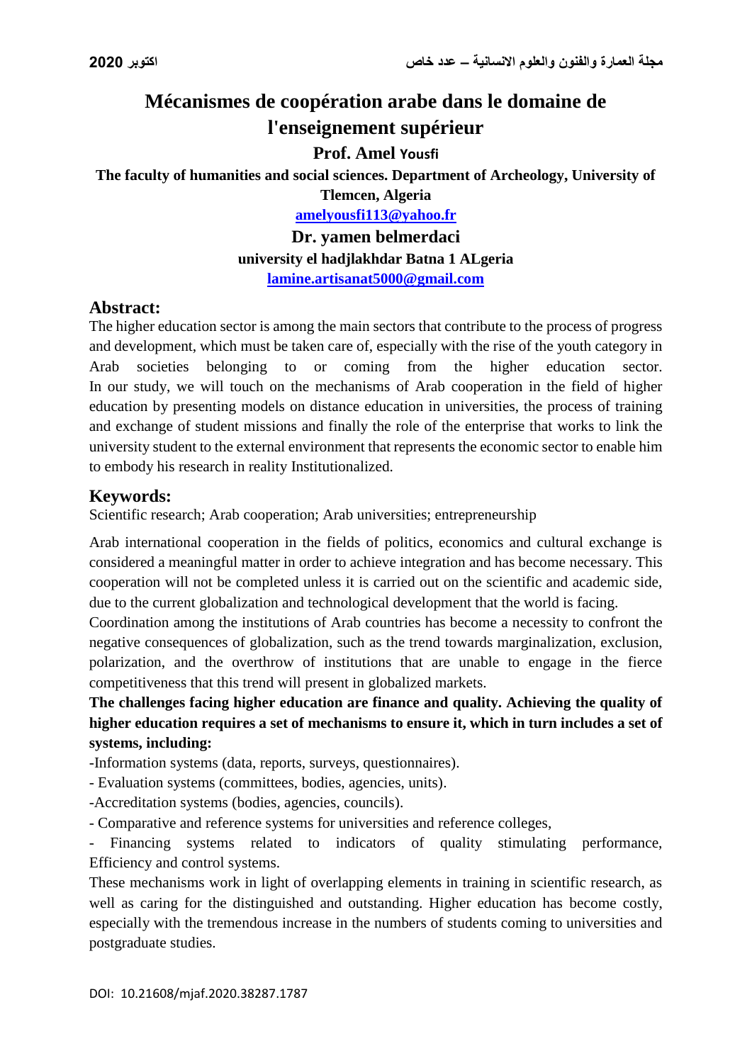# Mécanismes de coopération arabe dans le domaine de l'enseignement supérieur

**Prof. Amel Yousfi**

**The faculty of humanities and social sciences. Department of Archeology, University of Tlemcen, Algeria**

**amelyousfi113@yahoo.fr**

**Dr. yamen belmerdaci**

**university el hadjlakhdar Batna 1 ALgeria**

**lamine.artisanat5000@gmail.com**

## Abstract:

The higher education sector is among the main sectors that contribute to the process of progress and development, which must be taken care of, especially with the rise of the youth category in Arab societies belonging to or coming from the higher education sector.
In our study, we will touch on the mechanisms of Arab cooperation in the field of higher education by presenting models on distance education in universities, the process of training and exchange of student missions and finally the role of the enterprise that works to link the university student to the external environment that represents the economic sector to enable him to embody his research in reality Institutionalized.

## Keywords:

Scientific research; Arab cooperation; Arab universities; entrepreneurship

Arab international cooperation in the fields of politics, economics and cultural exchange is considered a meaningful matter in order to achieve integration and has become necessary. This cooperation will not be completed unless it is carried out on the scientific and academic side, due to the current globalization and technological development that the world is facing.

Coordination among the institutions of Arab countries has become a necessity to confront the negative consequences of globalization, such as the trend towards marginalization, exclusion, polarization, and the overthrow of institutions that are unable to engage in the fierce competitiveness that this trend will present in globalized markets.

**The challenges facing higher education are finance and quality. Achieving the quality of higher education requires a set of mechanisms to ensure it, which in turn includes a set of systems, including:**

-Information systems (data, reports, surveys, questionnaires).

- Evaluation systems (committees, bodies, agencies, units).

-Accreditation systems (bodies, agencies, councils).

- Comparative and reference systems for universities and reference colleges,

- Financing systems related to indicators of quality stimulating performance, Efficiency and control systems.

These mechanisms work in light of overlapping elements in training in scientific research, as well as caring for the distinguished and outstanding. Higher education has become costly, especially with the tremendous increase in the numbers of students coming to universities and postgraduate studies.

DOI: 10.21608/mjaf.2020.38287.1787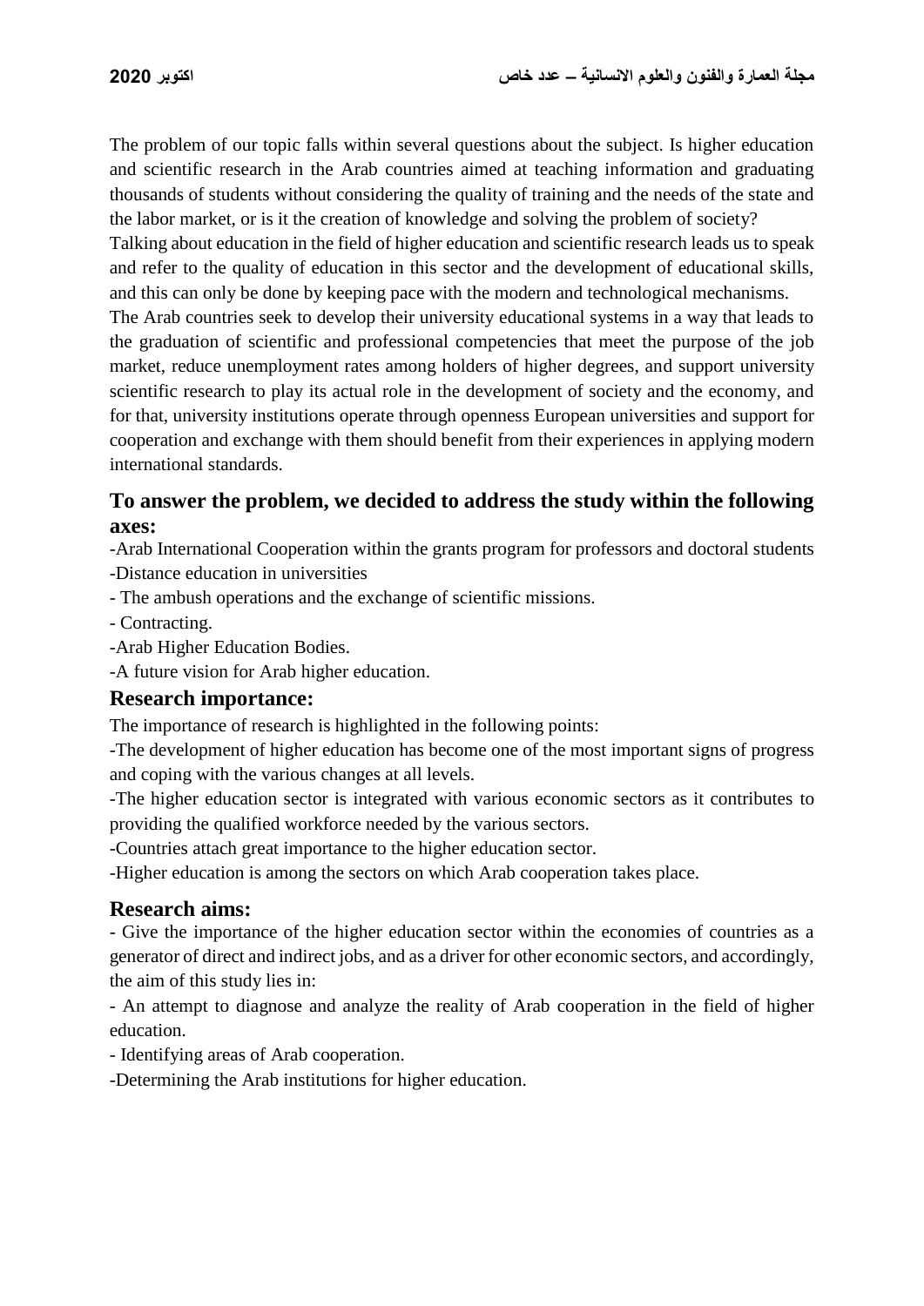The problem of our topic falls within several questions about the subject. Is higher education and scientific research in the Arab countries aimed at teaching information and graduating thousands of students without considering the quality of training and the needs of the state and the labor market, or is it the creation of knowledge and solving the problem of society?

Talking about education in the field of higher education and scientific research leads us to speak and refer to the quality of education in this sector and the development of educational skills, and this can only be done by keeping pace with the modern and technological mechanisms.

The Arab countries seek to develop their university educational systems in a way that leads to the graduation of scientific and professional competencies that meet the purpose of the job market, reduce unemployment rates among holders of higher degrees, and support university scientific research to play its actual role in the development of society and the economy, and for that, university institutions operate through openness European universities and support for cooperation and exchange with them should benefit from their experiences in applying modern international standards.

## To answer the problem, we decided to address the study within the following axes:

-Arab International Cooperation within the grants program for professors and doctoral students

-Distance education in universities

- The ambush operations and the exchange of scientific missions.

- Contracting.

-Arab Higher Education Bodies.

-A future vision for Arab higher education.

## Research importance:

The importance of research is highlighted in the following points:

-The development of higher education has become one of the most important signs of progress and coping with the various changes at all levels.

-The higher education sector is integrated with various economic sectors as it contributes to providing the qualified workforce needed by the various sectors.

-Countries attach great importance to the higher education sector.

-Higher education is among the sectors on which Arab cooperation takes place.

## Research aims:

- Give the importance of the higher education sector within the economies of countries as a generator of direct and indirect jobs, and as a driver for other economic sectors, and accordingly, the aim of this study lies in:

- An attempt to diagnose and analyze the reality of Arab cooperation in the field of higher education.

- Identifying areas of Arab cooperation.

-Determining the Arab institutions for higher education.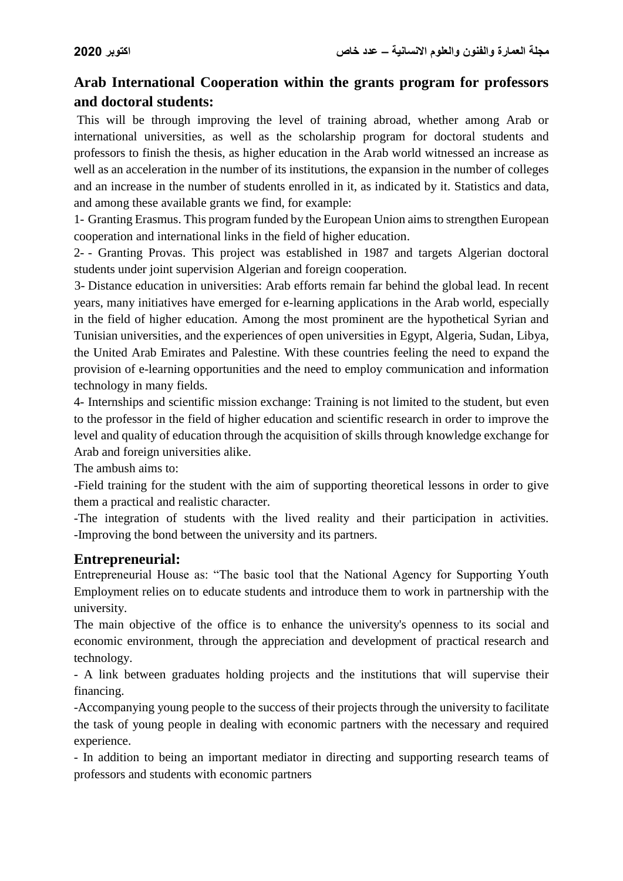## Arab International Cooperation within the grants program for professors and doctoral students:

This will be through improving the level of training abroad, whether among Arab or international universities, as well as the scholarship program for doctoral students and professors to finish the thesis, as higher education in the Arab world witnessed an increase as well as an acceleration in the number of its institutions, the expansion in the number of colleges and an increase in the number of students enrolled in it, as indicated by it. Statistics and data, and among these available grants we find, for example:

1- Granting Erasmus. This program funded by the European Union aims to strengthen European cooperation and international links in the field of higher education.

2- - Granting Provas. This project was established in 1987 and targets Algerian doctoral students under joint supervision Algerian and foreign cooperation.

3- Distance education in universities: Arab efforts remain far behind the global lead. In recent years, many initiatives have emerged for e-learning applications in the Arab world, especially in the field of higher education. Among the most prominent are the hypothetical Syrian and Tunisian universities, and the experiences of open universities in Egypt, Algeria, Sudan, Libya, the United Arab Emirates and Palestine. With these countries feeling the need to expand the provision of e-learning opportunities and the need to employ communication and information technology in many fields.

4- Internships and scientific mission exchange: Training is not limited to the student, but even to the professor in the field of higher education and scientific research in order to improve the level and quality of education through the acquisition of skills through knowledge exchange for Arab and foreign universities alike.

The ambush aims to:

-Field training for the student with the aim of supporting theoretical lessons in order to give them a practical and realistic character.

-The integration of students with the lived reality and their participation in activities.
-Improving the bond between the university and its partners.

## Entrepreneurial:

Entrepreneurial House as: "The basic tool that the National Agency for Supporting Youth Employment relies on to educate students and introduce them to work in partnership with the university.

The main objective of the office is to enhance the university's openness to its social and economic environment, through the appreciation and development of practical research and technology.

- A link between graduates holding projects and the institutions that will supervise their financing.

-Accompanying young people to the success of their projects through the university to facilitate the task of young people in dealing with economic partners with the necessary and required experience.

- In addition to being an important mediator in directing and supporting research teams of professors and students with economic partners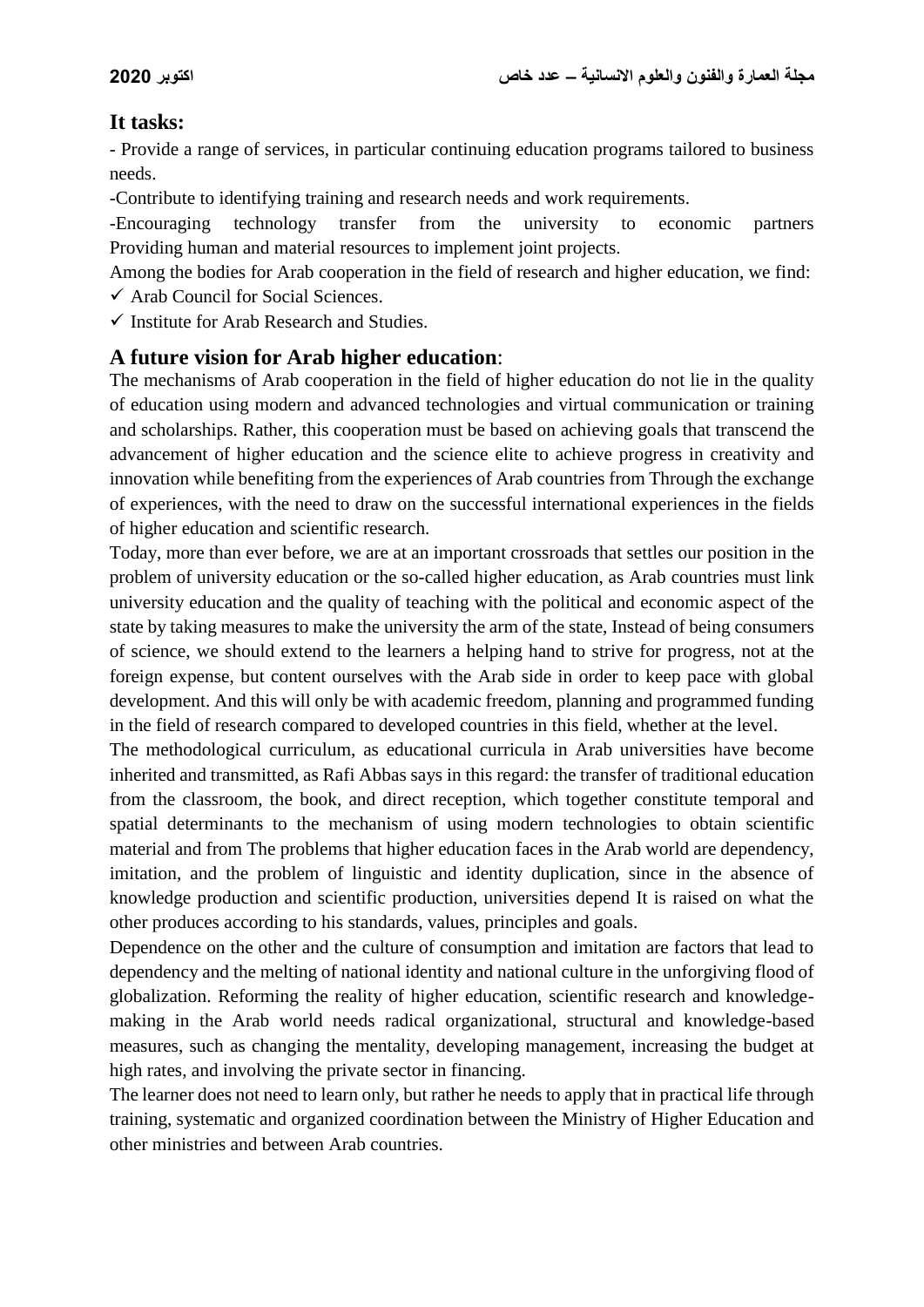## It tasks:

- Provide a range of services, in particular continuing education programs tailored to business needs.

-Contribute to identifying training and research needs and work requirements.

-Encouraging technology transfer from the university to economic partners Providing human and material resources to implement joint projects.

Among the bodies for Arab cooperation in the field of research and higher education, we find:

- ✓ Arab Council for Social Sciences.
- ✓ Institute for Arab Research and Studies.

## A future vision for Arab higher education:

The mechanisms of Arab cooperation in the field of higher education do not lie in the quality of education using modern and advanced technologies and virtual communication or training and scholarships. Rather, this cooperation must be based on achieving goals that transcend the advancement of higher education and the science elite to achieve progress in creativity and innovation while benefiting from the experiences of Arab countries from Through the exchange of experiences, with the need to draw on the successful international experiences in the fields of higher education and scientific research.

Today, more than ever before, we are at an important crossroads that settles our position in the problem of university education or the so-called higher education, as Arab countries must link university education and the quality of teaching with the political and economic aspect of the state by taking measures to make the university the arm of the state, Instead of being consumers of science, we should extend to the learners a helping hand to strive for progress, not at the foreign expense, but content ourselves with the Arab side in order to keep pace with global development. And this will only be with academic freedom, planning and programmed funding in the field of research compared to developed countries in this field, whether at the level.

The methodological curriculum, as educational curricula in Arab universities have become inherited and transmitted, as Rafi Abbas says in this regard: the transfer of traditional education from the classroom, the book, and direct reception, which together constitute temporal and spatial determinants to the mechanism of using modern technologies to obtain scientific material and from The problems that higher education faces in the Arab world are dependency, imitation, and the problem of linguistic and identity duplication, since in the absence of knowledge production and scientific production, universities depend It is raised on what the other produces according to his standards, values, principles and goals.

Dependence on the other and the culture of consumption and imitation are factors that lead to dependency and the melting of national identity and national culture in the unforgiving flood of globalization. Reforming the reality of higher education, scientific research and knowledge-making in the Arab world needs radical organizational, structural and knowledge-based measures, such as changing the mentality, developing management, increasing the budget at high rates, and involving the private sector in financing.

The learner does not need to learn only, but rather he needs to apply that in practical life through training, systematic and organized coordination between the Ministry of Higher Education and other ministries and between Arab countries.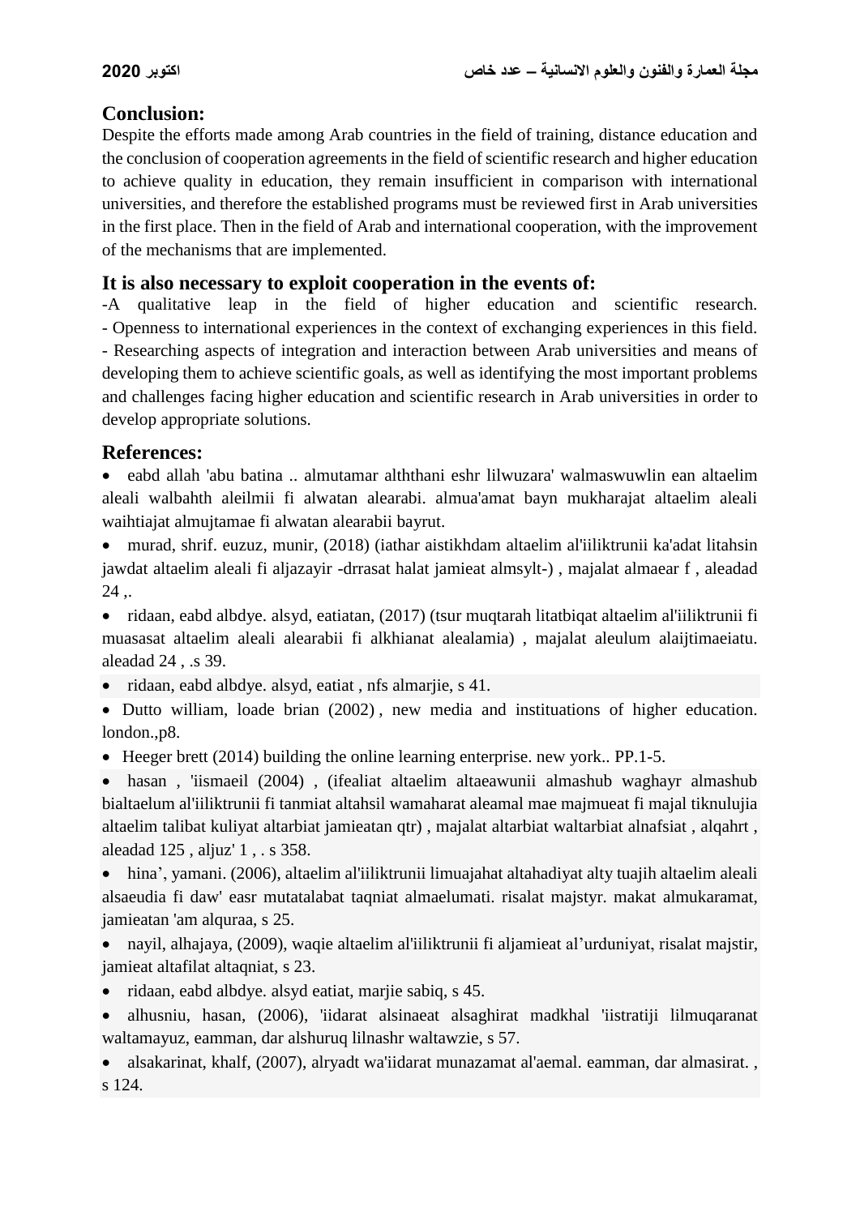## Conclusion:

Despite the efforts made among Arab countries in the field of training, distance education and the conclusion of cooperation agreements in the field of scientific research and higher education to achieve quality in education, they remain insufficient in comparison with international universities, and therefore the established programs must be reviewed first in Arab universities in the first place. Then in the field of Arab and international cooperation, with the improvement of the mechanisms that are implemented.

## It is also necessary to exploit cooperation in the events of:

-A qualitative leap in the field of higher education and scientific research.
- Openness to international experiences in the context of exchanging experiences in this field.
- Researching aspects of integration and interaction between Arab universities and means of developing them to achieve scientific goals, as well as identifying the most important problems and challenges facing higher education and scientific research in Arab universities in order to develop appropriate solutions.

## References:

- eabd allah 'abu batina .. almutamar alththani eshr lilwuzara' walmaswuwlin ean altaelim aleali walbahth aleilmii fi alwatan alearabi. almua'amat bayn mukharajat altaelim aleali waihtiajat almujtamae fi alwatan alearabii bayrut.
- murad, shrif. euzuz, munir, (2018) (iathar aistikhdam altaelim al'iiliktrunii ka'adat litahsin jawdat altaelim aleali fi aljazayir -drrasat halat jamieat almsylt-) , majalat almaear f , aleadad 24 ,.
- ridaan, eabd albdye. alsyd, eatiatan, (2017) (tsur muqtarah litatbiqat altaelim al'iiliktrunii fi muasasat altaelim aleali alearabii fi alkhianat alealamia) , majalat aleulum alaijtimaeiatu. aleadad 24 , .s 39.
- ridaan, eabd albdye. alsyd, eatiat , nfs almarjie, s 41.
- Dutto william, loade brian (2002) , new media and instituations of higher education. london.,p8.
- Heeger brett (2014) building the online learning enterprise. new york.. PP.1-5.
- hasan , 'iismaeil (2004) , (ifealiat altaelim altaeawunii almashub waghayr almashub bialtaelum al'iiliktrunii fi tanmiat altahsil wamaharat aleamal mae majmueat fi majal tiknulujia altaelim talibat kuliyat altarbiat jamieatan qtr) , majalat altarbiat waltarbiat alnafsiat , alqahrt , aleadad 125 , aljuz' 1 , . s 358.
- hina', yamani. (2006), altaelim al'iiliktrunii limuajahat altahadiyat alty tuajih altaelim aleali alsaeudia fi daw' easr mutatalabat taqniat almaelumati. risalat majstyr. makat almukaramat, jamieatan 'am alquraa, s 25.
- nayil, alhajaya, (2009), waqie altaelim al'iiliktrunii fi aljamieat al'urduniyat, risalat majstir, jamieat altafilat altaqniat, s 23.
- ridaan, eabd albdye. alsyd eatiat, marjie sabiq, s 45.
- alhusniu, hasan, (2006), 'iidarat alsinaeat alsaghirat madkhal 'iistratiji lilmuqaranat waltamayuz, eamman, dar alshuruq lilnashr waltawzie, s 57.
- alsakarinat, khalf, (2007), alryadt wa'iidarat munazamat al'aemal. eamman, dar almasirat. , s 124.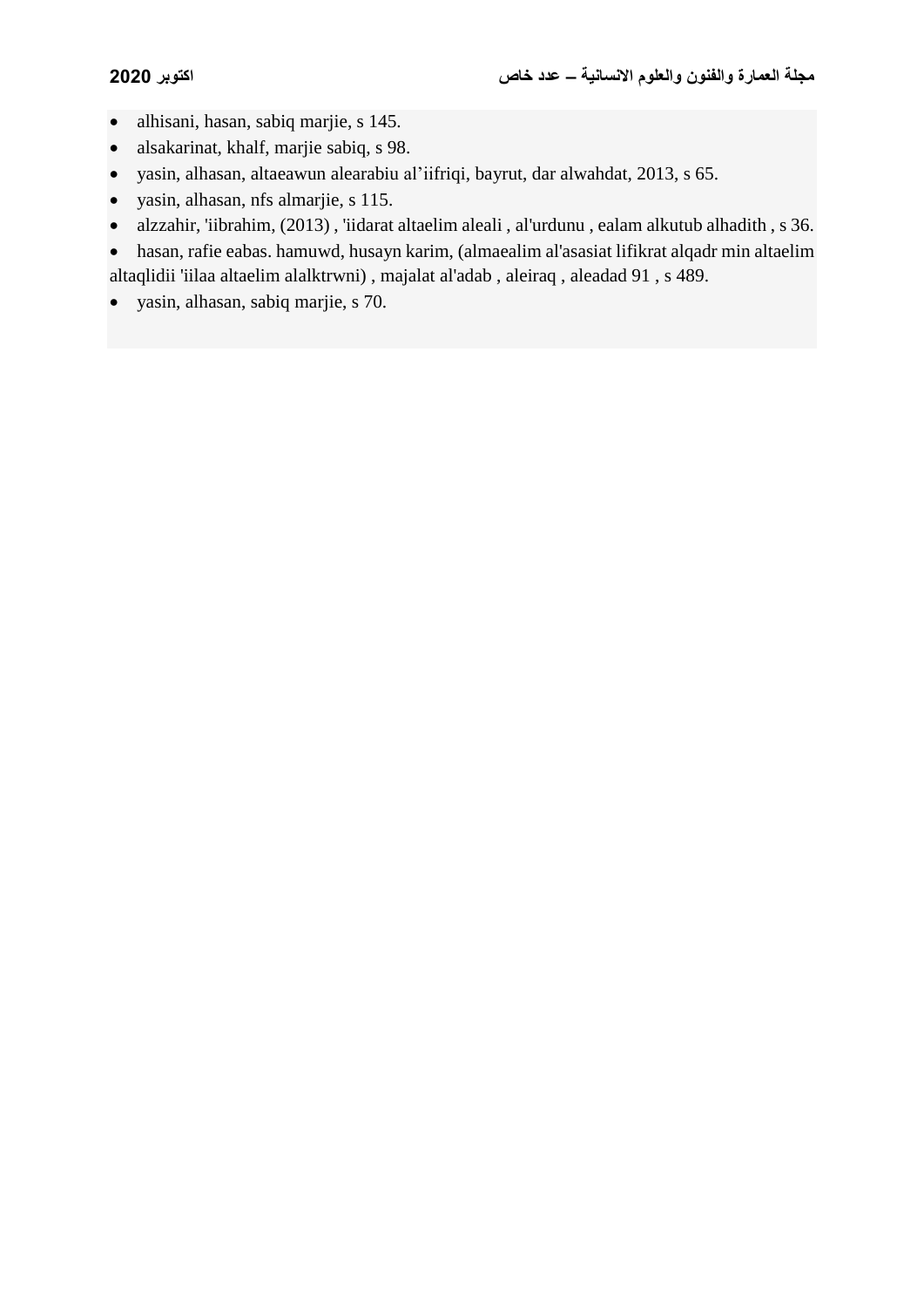- alhisani, hasan, sabiq marjie, s 145.
- alsakarinat, khalf, marjie sabiq, s 98.
- yasin, alhasan, altaeawun alearabiu al’iifriqi, bayrut, dar alwahdat, 2013, s 65.
- yasin, alhasan, nfs almarjie, s 115.
- alzzahir, 'iibrahim, (2013) , 'iidarat altaelim aleali , al'urdunu , ealam alkutub alhadith , s 36.
- hasan, rafie eabas. hamuwd, husayn karim, (almaealim al'asasiat lifikrat alqadr min altaelim altaqlidii 'iilaa altaelim alalktrwni) , majalat al'adab , aleiraq , aleadad 91 , s 489.
- yasin, alhasan, sabiq marjie, s 70.